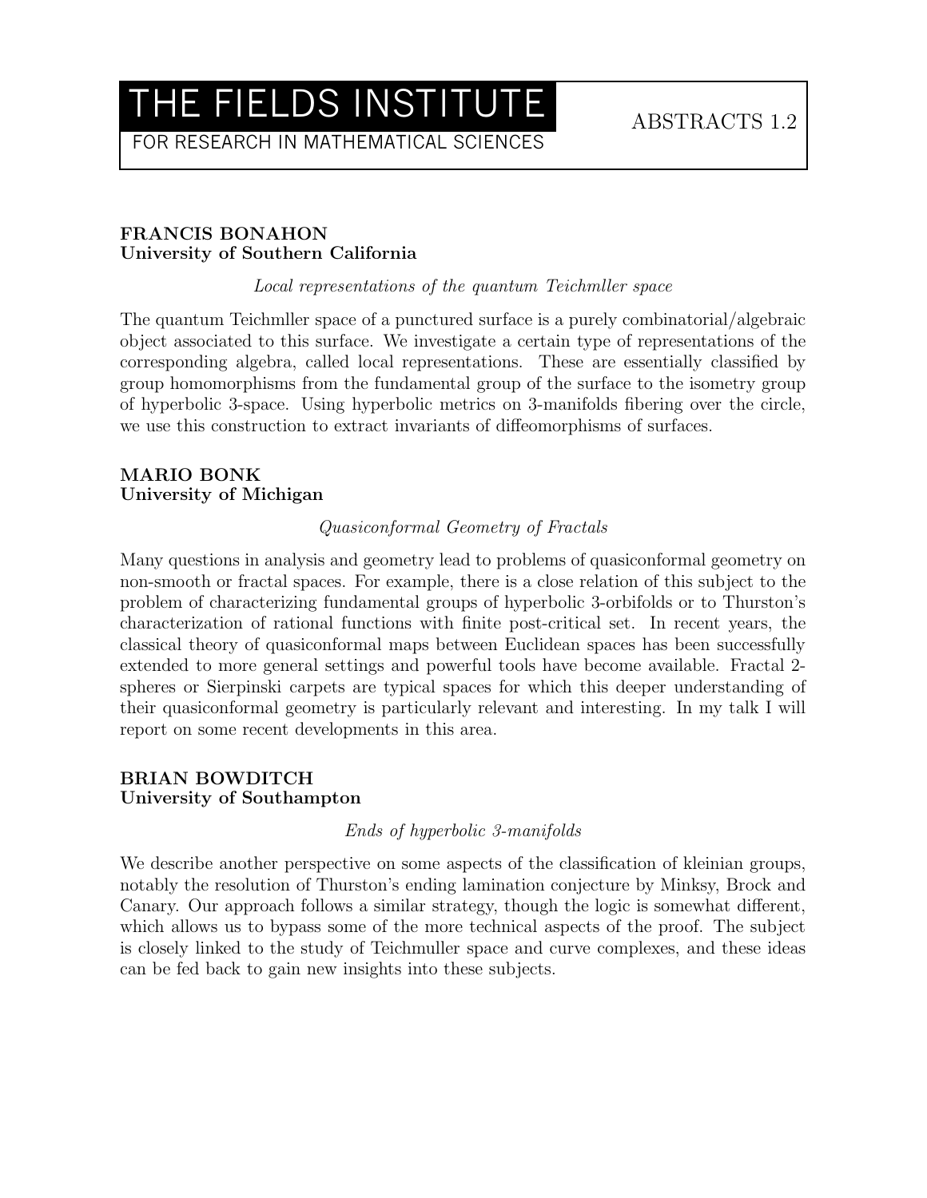# THE FIELDS INSTITUTE

FOR RESEARCH IN MATHEMATICAL SCIENCES

ABSTRACTS 1.2

**FRANCIS BONAHON**
**University of Southern California**

*Local representations of the quantum Teichmller space*

The quantum Teichmller space of a punctured surface is a purely combinatorial/algebraic object associated to this surface. We investigate a certain type of representations of the corresponding algebra, called local representations. These are essentially classified by group homomorphisms from the fundamental group of the surface to the isometry group of hyperbolic 3-space. Using hyperbolic metrics on 3-manifolds fibering over the circle, we use this construction to extract invariants of diffeomorphisms of surfaces.

**MARIO BONK**
**University of Michigan**

*Quasiconformal Geometry of Fractals*

Many questions in analysis and geometry lead to problems of quasiconformal geometry on non-smooth or fractal spaces. For example, there is a close relation of this subject to the problem of characterizing fundamental groups of hyperbolic 3-orbifolds or to Thurston's characterization of rational functions with finite post-critical set. In recent years, the classical theory of quasiconformal maps between Euclidean spaces has been successfully extended to more general settings and powerful tools have become available. Fractal 2-spheres or Sierpinski carpets are typical spaces for which this deeper understanding of their quasiconformal geometry is particularly relevant and interesting. In my talk I will report on some recent developments in this area.

**BRIAN BOWDITCH**
**University of Southampton**

*Ends of hyperbolic 3-manifolds*

We describe another perspective on some aspects of the classification of kleinian groups, notably the resolution of Thurston's ending lamination conjecture by Minksy, Brock and Canary. Our approach follows a similar strategy, though the logic is somewhat different, which allows us to bypass some of the more technical aspects of the proof. The subject is closely linked to the study of Teichmuller space and curve complexes, and these ideas can be fed back to gain new insights into these subjects.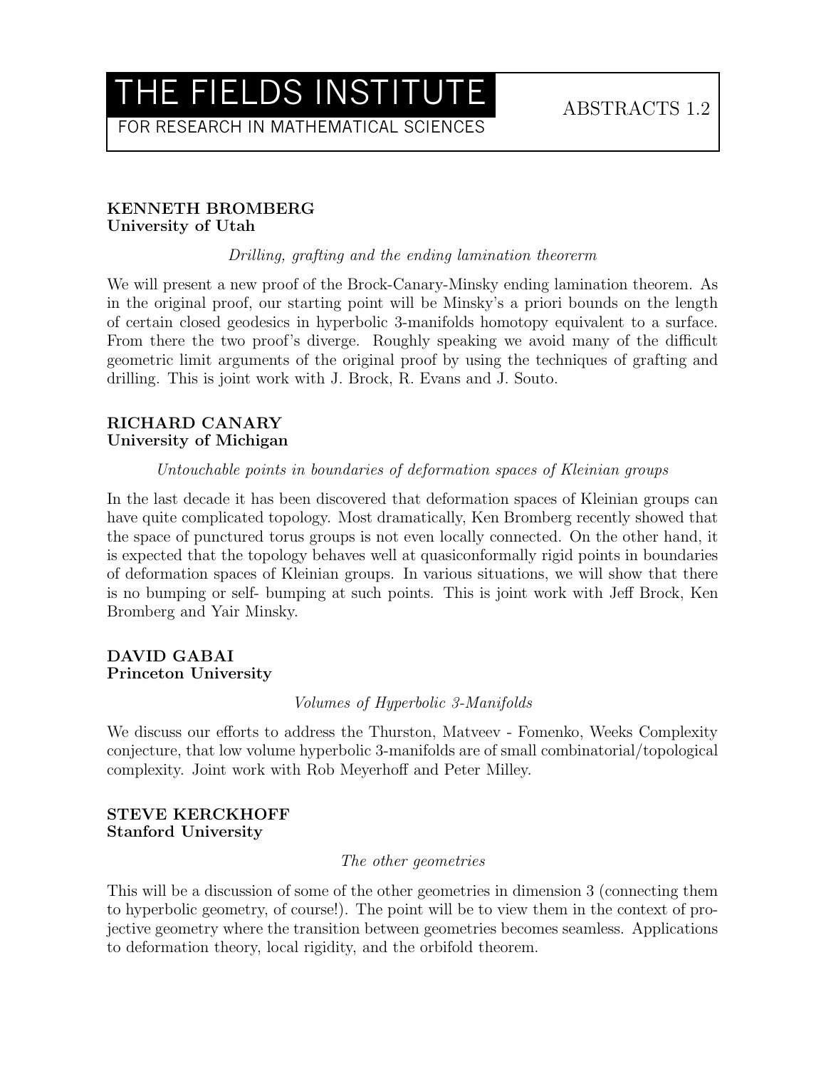# THE FIELDS INSTITUTE

FOR RESEARCH IN MATHEMATICAL SCIENCES

ABSTRACTS 1.2

**KENNETH BROMBERG**
**University of Utah**

*Drilling, grafting and the ending lamination theorerm*

We will present a new proof of the Brock-Canary-Minsky ending lamination theorem. As in the original proof, our starting point will be Minsky's a priori bounds on the length of certain closed geodesics in hyperbolic 3-manifolds homotopy equivalent to a surface. From there the two proof's diverge. Roughly speaking we avoid many of the difficult geometric limit arguments of the original proof by using the techniques of grafting and drilling. This is joint work with J. Brock, R. Evans and J. Souto.

**RICHARD CANARY**
**University of Michigan**

*Untouchable points in boundaries of deformation spaces of Kleinian groups*

In the last decade it has been discovered that deformation spaces of Kleinian groups can have quite complicated topology. Most dramatically, Ken Bromberg recently showed that the space of punctured torus groups is not even locally connected. On the other hand, it is expected that the topology behaves well at quasiconformally rigid points in boundaries of deformation spaces of Kleinian groups. In various situations, we will show that there is no bumping or self- bumping at such points. This is joint work with Jeff Brock, Ken Bromberg and Yair Minsky.

**DAVID GABAI**
**Princeton University**

*Volumes of Hyperbolic 3-Manifolds*

We discuss our efforts to address the Thurston, Matveev - Fomenko, Weeks Complexity conjecture, that low volume hyperbolic 3-manifolds are of small combinatorial/topological complexity. Joint work with Rob Meyerhoff and Peter Milley.

**STEVE KERCKHOFF**
**Stanford University**

*The other geometries*

This will be a discussion of some of the other geometries in dimension 3 (connecting them to hyperbolic geometry, of course!). The point will be to view them in the context of projective geometry where the transition between geometries becomes seamless. Applications to deformation theory, local rigidity, and the orbifold theorem.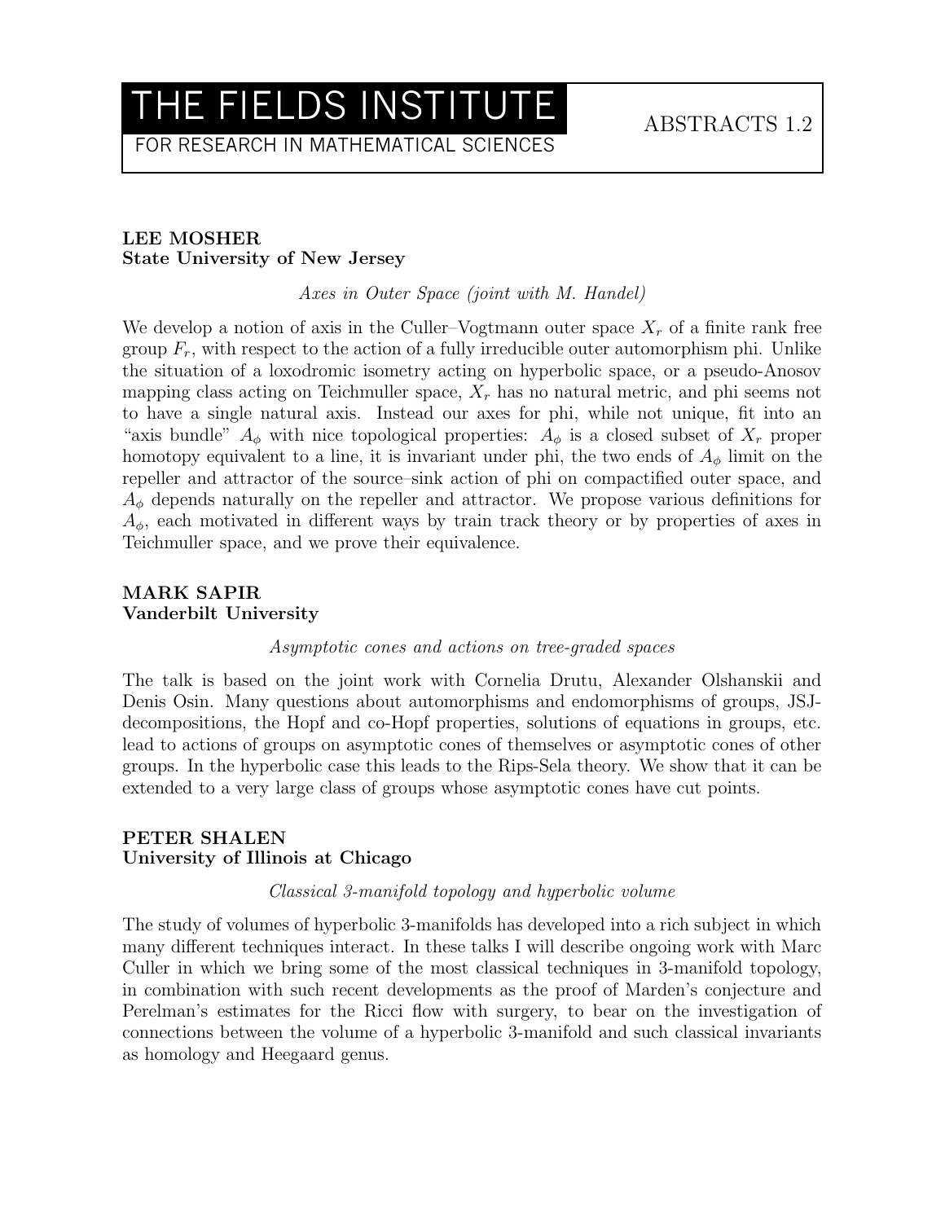**LEE MOSHER**
**State University of New Jersey**

*Axes in Outer Space (joint with M. Handel)*

We develop a notion of axis in the Culler–Vogtmann outer space $X_r$ of a finite rank free group $F_r$, with respect to the action of a fully irreducible outer automorphism phi. Unlike the situation of a loxodromic isometry acting on hyperbolic space, or a pseudo-Anosov mapping class acting on Teichmuller space, $X_r$ has no natural metric, and phi seems not to have a single natural axis. Instead our axes for phi, while not unique, fit into an "axis bundle" $A_\phi$ with nice topological properties: $A_\phi$ is a closed subset of $X_r$ proper homotopy equivalent to a line, it is invariant under phi, the two ends of $A_\phi$ limit on the repeller and attractor of the source–sink action of phi on compactified outer space, and $A_\phi$ depends naturally on the repeller and attractor. We propose various definitions for $A_\phi$, each motivated in different ways by train track theory or by properties of axes in Teichmuller space, and we prove their equivalence.

**MARK SAPIR**
**Vanderbilt University**

*Asymptotic cones and actions on tree-graded spaces*

The talk is based on the joint work with Cornelia Drutu, Alexander Olshanskii and Denis Osin. Many questions about automorphisms and endomorphisms of groups, JSJ-decompositions, the Hopf and co-Hopf properties, solutions of equations in groups, etc. lead to actions of groups on asymptotic cones of themselves or asymptotic cones of other groups. In the hyperbolic case this leads to the Rips-Sela theory. We show that it can be extended to a very large class of groups whose asymptotic cones have cut points.

**PETER SHALEN**
**University of Illinois at Chicago**

*Classical 3-manifold topology and hyperbolic volume*

The study of volumes of hyperbolic 3-manifolds has developed into a rich subject in which many different techniques interact. In these talks I will describe ongoing work with Marc Culler in which we bring some of the most classical techniques in 3-manifold topology, in combination with such recent developments as the proof of Marden's conjecture and Perelman's estimates for the Ricci flow with surgery, to bear on the investigation of connections between the volume of a hyperbolic 3-manifold and such classical invariants as homology and Heegaard genus.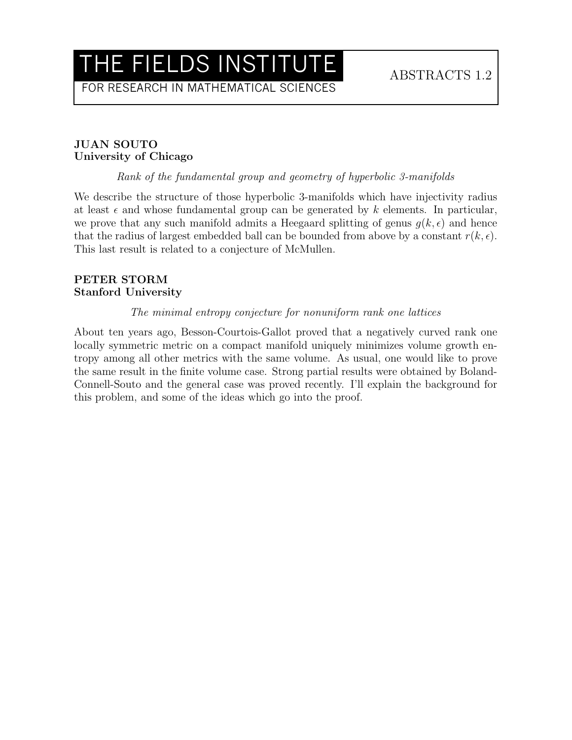**JUAN SOUTO**
**University of Chicago**

*Rank of the fundamental group and geometry of hyperbolic 3-manifolds*

We describe the structure of those hyperbolic 3-manifolds which have injectivity radius at least $\epsilon$ and whose fundamental group can be generated by $k$ elements. In particular, we prove that any such manifold admits a Heegaard splitting of genus $g(k, \epsilon)$ and hence that the radius of largest embedded ball can be bounded from above by a constant $r(k, \epsilon)$. This last result is related to a conjecture of McMullen.

**PETER STORM**
**Stanford University**

*The minimal entropy conjecture for nonuniform rank one lattices*

About ten years ago, Besson-Courtois-Gallot proved that a negatively curved rank one locally symmetric metric on a compact manifold uniquely minimizes volume growth entropy among all other metrics with the same volume. As usual, one would like to prove the same result in the finite volume case. Strong partial results were obtained by Boland-Connell-Souto and the general case was proved recently. I'll explain the background for this problem, and some of the ideas which go into the proof.